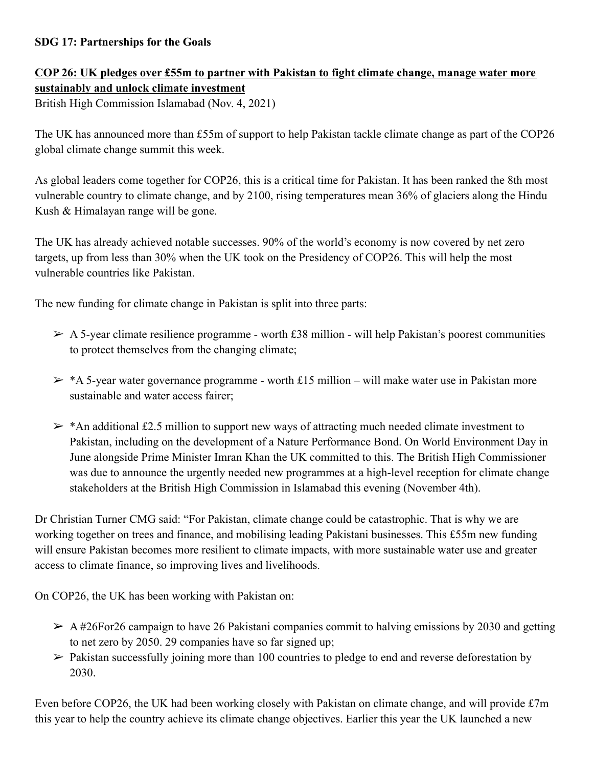**SDG 17: Partnerships for the Goals**

**COP 26: UK pledges over £55m to partner with Pakistan to fight climate change, manage water more sustainably and unlock climate investment**

British High Commission Islamabad (Nov. 4, 2021)

The UK has announced more than £55m of support to help Pakistan tackle climate change as part of the COP26 global climate change summit this week.

As global leaders come together for COP26, this is a critical time for Pakistan. It has been ranked the 8th most vulnerable country to climate change, and by 2100, rising temperatures mean 36% of glaciers along the Hindu Kush & Himalayan range will be gone.

The UK has already achieved notable successes. 90% of the world's economy is now covered by net zero targets, up from less than 30% when the UK took on the Presidency of COP26. This will help the most vulnerable countries like Pakistan.

The new funding for climate change in Pakistan is split into three parts:

- A 5-year climate resilience programme - worth £38 million - will help Pakistan's poorest communities to protect themselves from the changing climate;

- *A 5-year water governance programme - worth £15 million – will make water use in Pakistan more sustainable and water access fairer;

- *An additional £2.5 million to support new ways of attracting much needed climate investment to Pakistan, including on the development of a Nature Performance Bond. On World Environment Day in June alongside Prime Minister Imran Khan the UK committed to this. The British High Commissioner was due to announce the urgently needed new programmes at a high-level reception for climate change stakeholders at the British High Commission in Islamabad this evening (November 4th).

Dr Christian Turner CMG said: "For Pakistan, climate change could be catastrophic. That is why we are working together on trees and finance, and mobilising leading Pakistani businesses. This £55m new funding will ensure Pakistan becomes more resilient to climate impacts, with more sustainable water use and greater access to climate finance, so improving lives and livelihoods.

On COP26, the UK has been working with Pakistan on:

- A #26For26 campaign to have 26 Pakistani companies commit to halving emissions by 2030 and getting to net zero by 2050. 29 companies have so far signed up;
- Pakistan successfully joining more than 100 countries to pledge to end and reverse deforestation by 2030.

Even before COP26, the UK had been working closely with Pakistan on climate change, and will provide £7m this year to help the country achieve its climate change objectives. Earlier this year the UK launched a new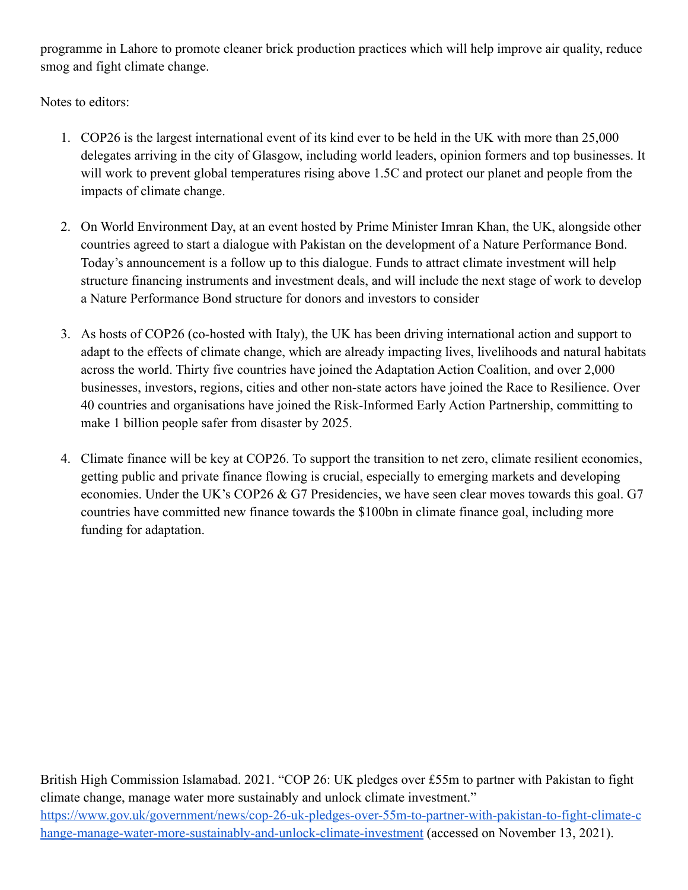programme in Lahore to promote cleaner brick production practices which will help improve air quality, reduce smog and fight climate change.

Notes to editors:

1. COP26 is the largest international event of its kind ever to be held in the UK with more than 25,000 delegates arriving in the city of Glasgow, including world leaders, opinion formers and top businesses. It will work to prevent global temperatures rising above 1.5C and protect our planet and people from the impacts of climate change.

2. On World Environment Day, at an event hosted by Prime Minister Imran Khan, the UK, alongside other countries agreed to start a dialogue with Pakistan on the development of a Nature Performance Bond. Today's announcement is a follow up to this dialogue. Funds to attract climate investment will help structure financing instruments and investment deals, and will include the next stage of work to develop a Nature Performance Bond structure for donors and investors to consider

3. As hosts of COP26 (co-hosted with Italy), the UK has been driving international action and support to adapt to the effects of climate change, which are already impacting lives, livelihoods and natural habitats across the world. Thirty five countries have joined the Adaptation Action Coalition, and over 2,000 businesses, investors, regions, cities and other non-state actors have joined the Race to Resilience. Over 40 countries and organisations have joined the Risk-Informed Early Action Partnership, committing to make 1 billion people safer from disaster by 2025.

4. Climate finance will be key at COP26. To support the transition to net zero, climate resilient economies, getting public and private finance flowing is crucial, especially to emerging markets and developing economies. Under the UK's COP26 & G7 Presidencies, we have seen clear moves towards this goal. G7 countries have committed new finance towards the $100bn in climate finance goal, including more funding for adaptation.

British High Commission Islamabad. 2021. "COP 26: UK pledges over £55m to partner with Pakistan to fight climate change, manage water more sustainably and unlock climate investment." [https://www.gov.uk/government/news/cop-26-uk-pledges-over-55m-to-partner-with-pakistan-to-fight-climate-change-manage-water-more-sustainably-and-unlock-climate-investment](https://www.gov.uk/government/news/cop-26-uk-pledges-over-55m-to-partner-with-pakistan-to-fight-climate-change-manage-water-more-sustainably-and-unlock-climate-investment) (accessed on November 13, 2021).